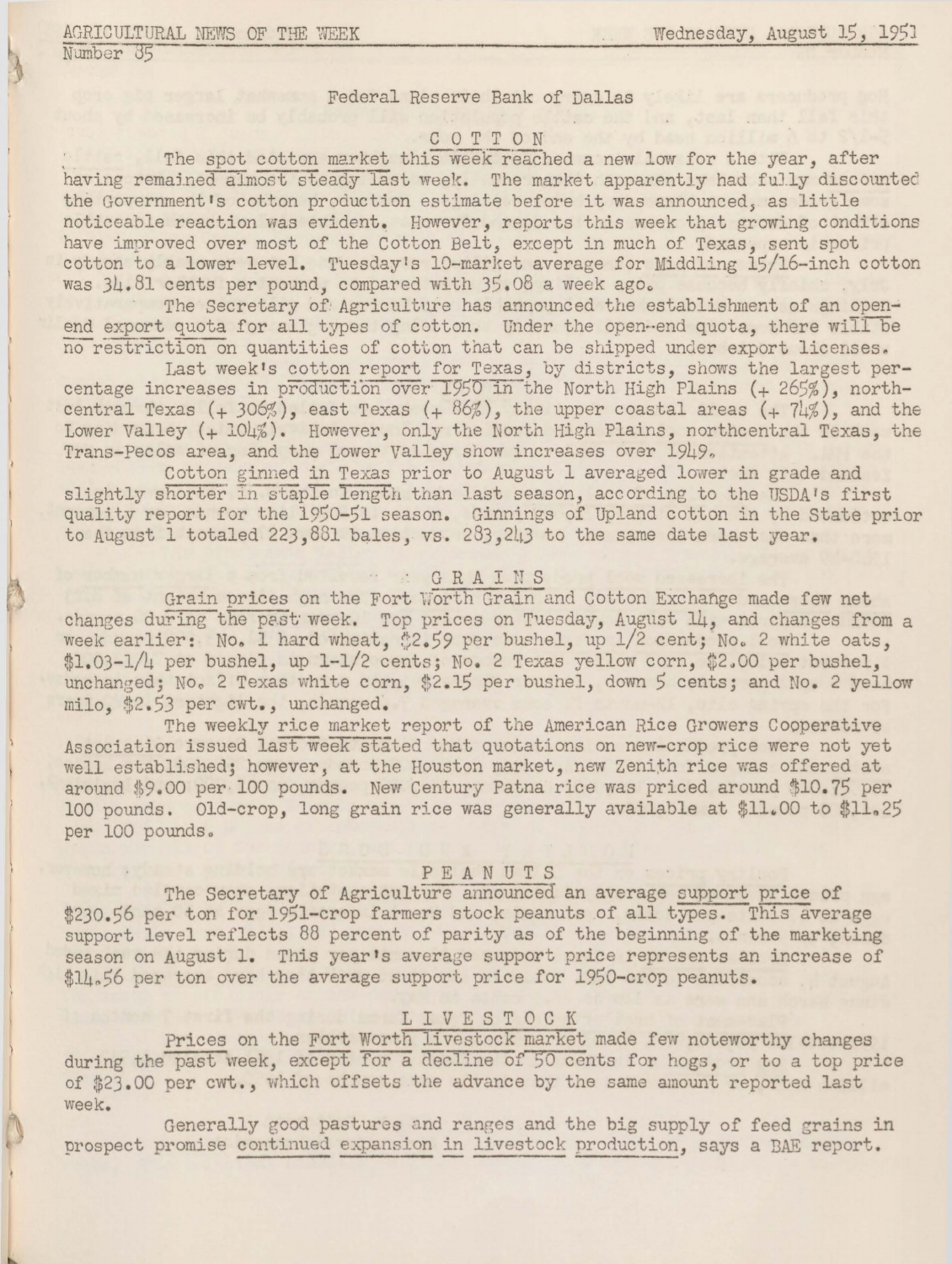AGRICULTURAL NEWS OF THE WEEK

Number 85

Wednesday, August 15, 1951

Federal Reserve Bank of Dallas

## COTTON

The spot cotton market this week reached a new low for the year, after having remained almost steady last week. The market apparently had fully discounted the Government's cotton production estimate before it was announced, as little noticeable reaction was evident. However, reports this week that growing conditions have improved over most of the Cotton Belt, except in much of Texas, sent spot cotton to a lower level. Tuesday's 10-market average for Middling 15/16-inch cotton was 34.81 cents per pound, compared with 35.08 a week ago.

The Secretary of Agriculture has announced the establishment of an open-end export quota for all types of cotton. Under the open-end quota, there will be no restriction on quantities of cotton that can be shipped under export licenses.

Last week's cotton report for Texas, by districts, shows the largest percentage increases in production over 1950 in the North High Plains (+ 265%), northcentral Texas (+ 306%), east Texas (+ 86%), the upper coastal areas (+ 74%), and the Lower Valley (+ 104%). However, only the North High Plains, northcentral Texas, the Trans-Pecos area, and the Lower Valley show increases over 1949.

Cotton ginned in Texas prior to August 1 averaged lower in grade and slightly shorter in staple length than last season, according to the USDA's first quality report for the 1950-51 season. Ginnings of Upland cotton in the State prior to August 1 totaled 223,881 bales, vs. 283,243 to the same date last year.

## GRAINS

Grain prices on the Fort Worth Grain and Cotton Exchange made few net changes during the past week. Top prices on Tuesday, August 14, and changes from a week earlier: No. 1 hard wheat, $2.59 per bushel, up 1/2 cent; No. 2 white oats, $1.03-1/4 per bushel, up 1-1/2 cents; No. 2 Texas yellow corn, $2.00 per bushel, unchanged; No. 2 Texas white corn, $2.15 per bushel, down 5 cents; and No. 2 yellow milo, $2.53 per cwt., unchanged.

The weekly rice market report of the American Rice Growers Cooperative Association issued last week stated that quotations on new-crop rice were not yet well established; however, at the Houston market, new Zenith rice was offered at around $9.00 per 100 pounds. New Century Patna rice was priced around $10.75 per 100 pounds. Old-crop, long grain rice was generally available at $11.00 to $11.25 per 100 pounds.

## PEANUTS

The Secretary of Agriculture announced an average support price of $230.56 per ton for 1951-crop farmers stock peanuts of all types. This average support level reflects 88 percent of parity as of the beginning of the marketing season on August 1. This year's average support price represents an increase of $14.56 per ton over the average support price for 1950-crop peanuts.

## LIVESTOCK

Prices on the Fort Worth livestock market made few noteworthy changes during the past week, except for a decline of 50 cents for hogs, or to a top price of $23.00 per cwt., which offsets the advance by the same amount reported last week.

Generally good pastures and ranges and the big supply of feed grains in prospect promise continued expansion in livestock production, says a BAE report.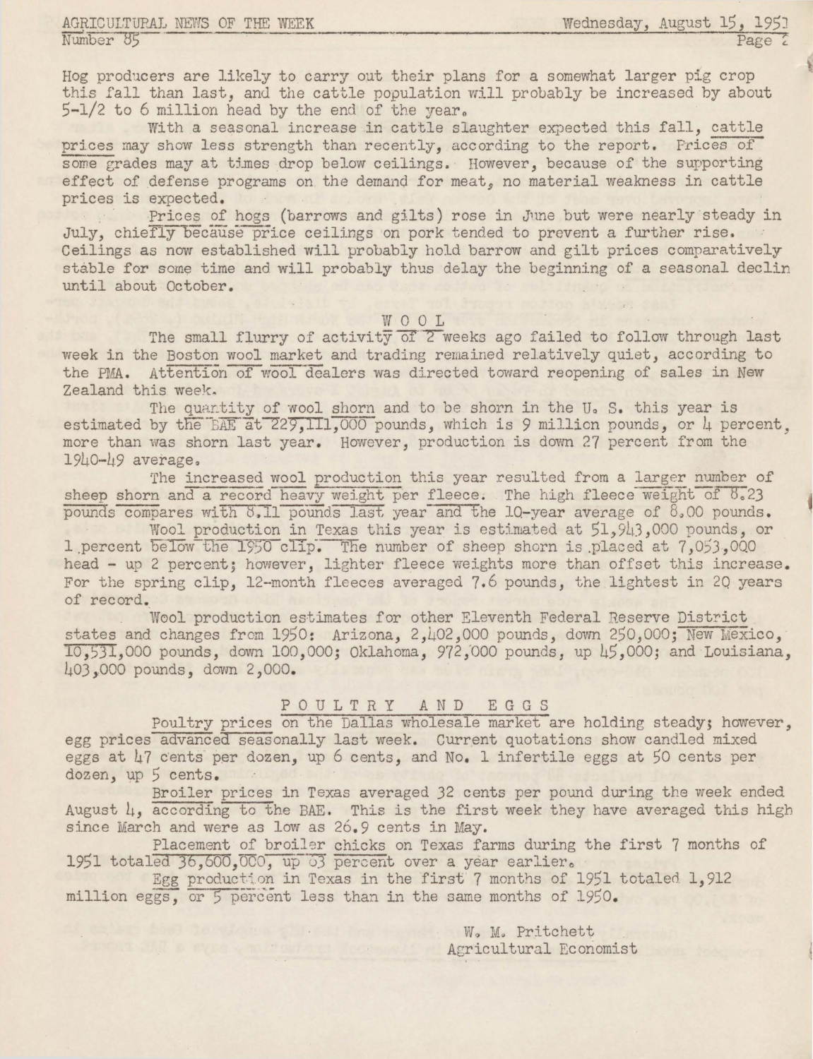Hog producers are likely to carry out their plans for a somewhat larger pig crop this fall than last, and the cattle population will probably be increased by about 5-1/2 to 6 million head by the end of the year.

With a seasonal increase in cattle slaughter expected this fall, cattle prices may show less strength than recently, according to the report. Prices of some grades may at times drop below ceilings. However, because of the supporting effect of defense programs on the demand for meat, no material weakness in cattle prices is expected.

Prices of hogs (barrows and gilts) rose in June but were nearly steady in July, chiefly because price ceilings on pork tended to prevent a further rise. Ceilings as now established will probably hold barrow and gilt prices comparatively stable for some time and will probably thus delay the beginning of a seasonal declin until about October.

## W O O L

The small flurry of activity of 2 weeks ago failed to follow through last week in the Boston wool market and trading remained relatively quiet, according to the PMA. Attention of wool dealers was directed toward reopening of sales in New Zealand this week.

The quantity of wool shorn and to be shorn in the U. S. this year is estimated by the BAE at 229,111,000 pounds, which is 9 million pounds, or 4 percent, more than was shorn last year. However, production is down 27 percent from the 1940-49 average.

The increased wool production this year resulted from a larger number of sheep shorn and a record heavy weight per fleece. The high fleece weight of 8.23 pounds compares with 8.11 pounds last year and the 10-year average of 8.00 pounds.

Wool production in Texas this year is estimated at 51,943,000 pounds, or 1 percent below the 1950 clip. The number of sheep shorn is placed at 7,053,000 head - up 2 percent; however, lighter fleece weights more than offset this increase. For the spring clip, 12-month fleeces averaged 7.6 pounds, the lightest in 20 years of record.

Wool production estimates for other Eleventh Federal Reserve District states and changes from 1950: Arizona, 2,402,000 pounds, down 250,000; New Mexico, 10,531,000 pounds, down 100,000; Oklahoma, 972,000 pounds, up 45,000; and Louisiana, 403,000 pounds, down 2,000.

## P O U L T R Y   A N D   E G G S

Poultry prices on the Dallas wholesale market are holding steady; however, egg prices advanced seasonally last week. Current quotations show candled mixed eggs at 47 cents per dozen, up 6 cents, and No. 1 infertile eggs at 50 cents per dozen, up 5 cents.

Broiler prices in Texas averaged 32 cents per pound during the week ended August 4, according to the BAE. This is the first week they have averaged this high since March and were as low as 26.9 cents in May.

Placement of broiler chicks on Texas farms during the first 7 months of 1951 totaled 36,600,000, up 63 percent over a year earlier.

Egg production in Texas in the first 7 months of 1951 totaled 1,912 million eggs, or 5 percent less than in the same months of 1950.

W. M. Pritchett
Agricultural Economist